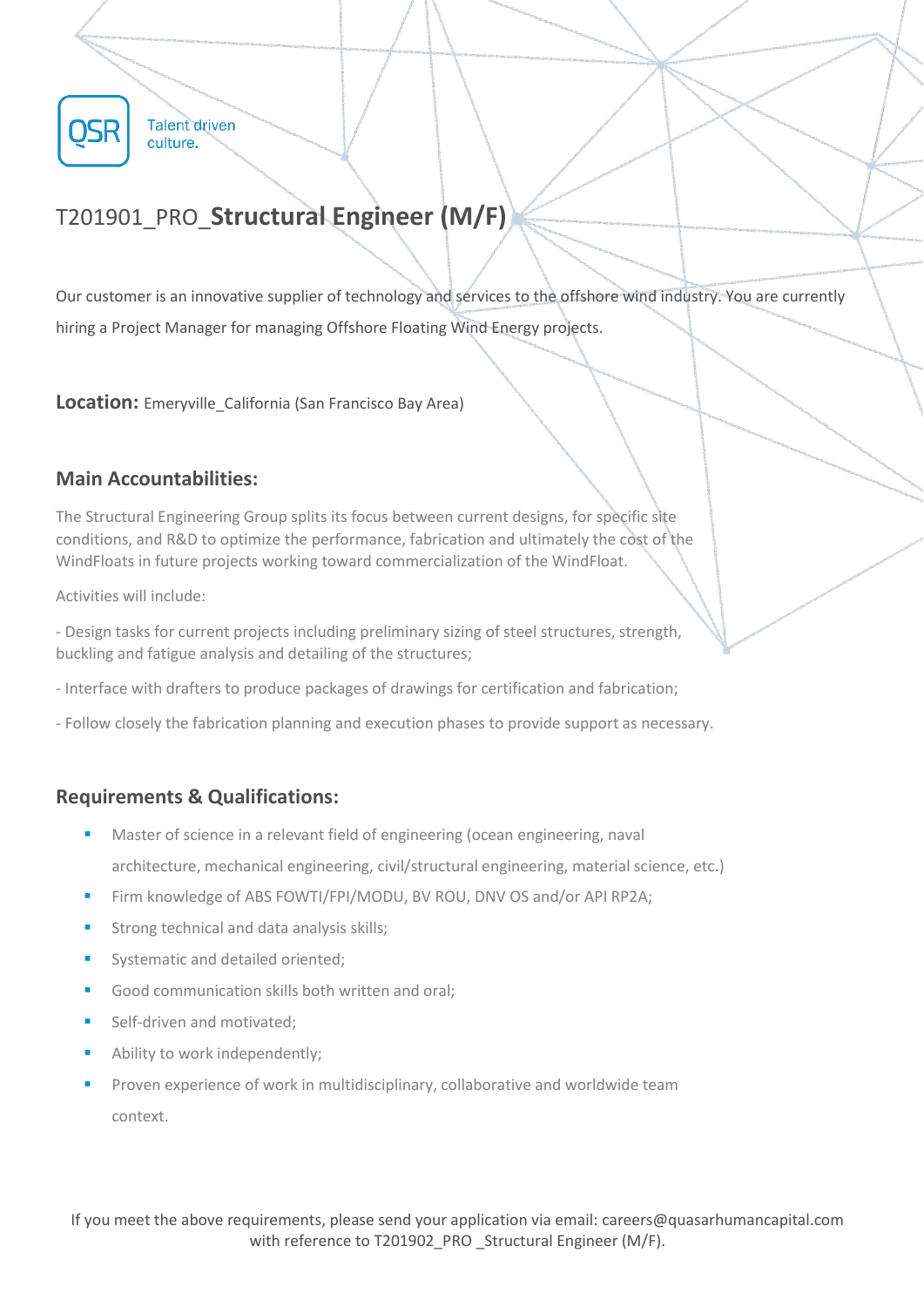QSR Talent driven culture.

# T201901_PRO_**Structural Engineer (M/F)**

Our customer is an innovative supplier of technology and services to the offshore wind industry. You are currently hiring a Project Manager for managing Offshore Floating Wind Energy projects.

**Location:** Emeryville_California (San Francisco Bay Area)

## Main Accountabilities:

The Structural Engineering Group splits its focus between current designs, for specific site conditions, and R&D to optimize the performance, fabrication and ultimately the cost of the WindFloats in future projects working toward commercialization of the WindFloat.

Activities will include:

- Design tasks for current projects including preliminary sizing of steel structures, strength, buckling and fatigue analysis and detailing of the structures;

- Interface with drafters to produce packages of drawings for certification and fabrication;

- Follow closely the fabrication planning and execution phases to provide support as necessary.

## Requirements & Qualifications:

- Master of science in a relevant field of engineering (ocean engineering, naval architecture, mechanical engineering, civil/structural engineering, material science, etc.)
- Firm knowledge of ABS FOWTI/FPI/MODU, BV ROU, DNV OS and/or API RP2A;
- Strong technical and data analysis skills;
- Systematic and detailed oriented;
- Good communication skills both written and oral;
- Self-driven and motivated;
- Ability to work independently;
- Proven experience of work in multidisciplinary, collaborative and worldwide team context.

If you meet the above requirements, please send your application via email: careers@quasarhumancapital.com with reference to T201902_PRO _Structural Engineer (M/F).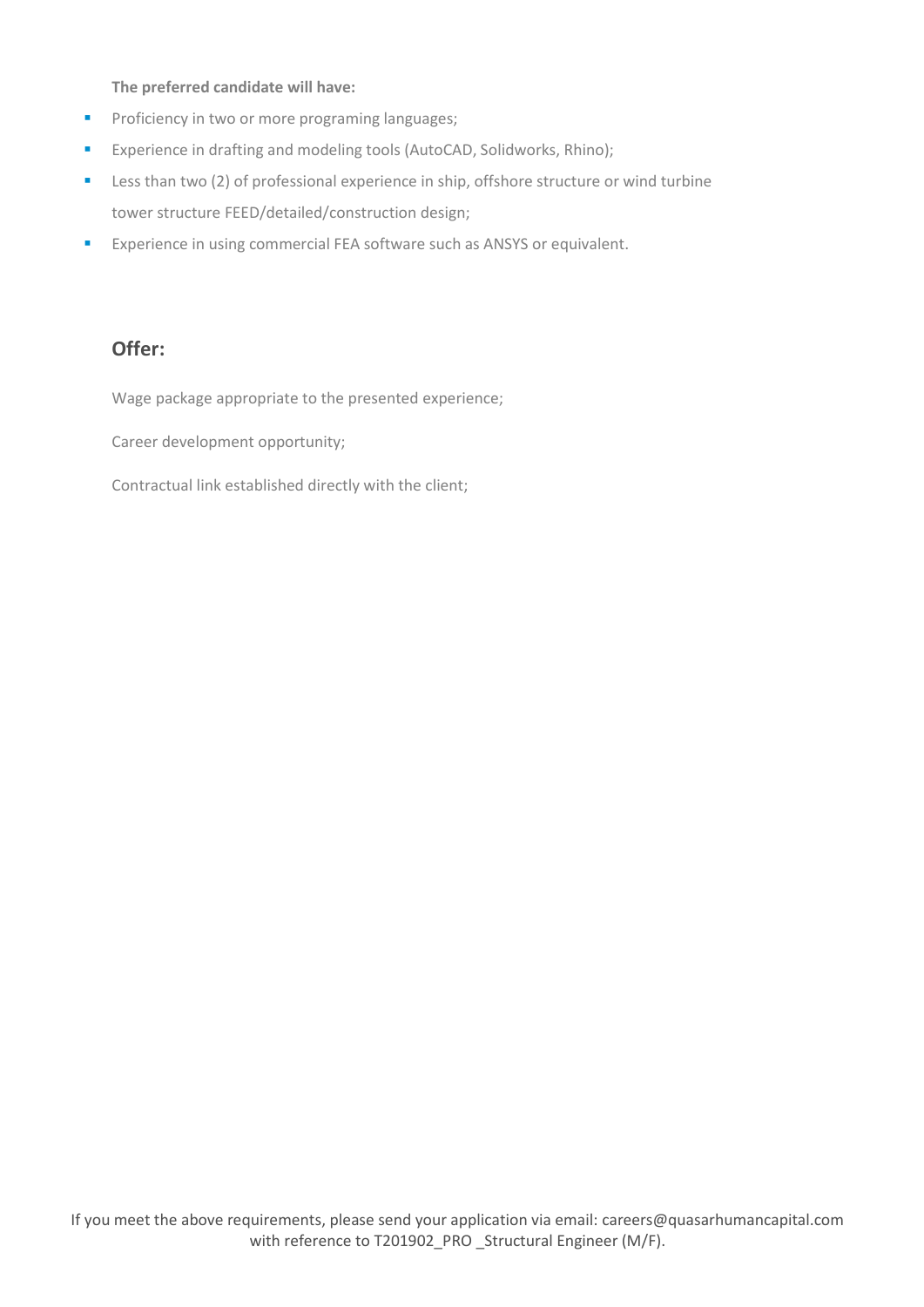**The preferred candidate will have:**

- Proficiency in two or more programing languages;
- Experience in drafting and modeling tools (AutoCAD, Solidworks, Rhino);
- Less than two (2) of professional experience in ship, offshore structure or wind turbine tower structure FEED/detailed/construction design;
- Experience in using commercial FEA software such as ANSYS or equivalent.

## Offer:

Wage package appropriate to the presented experience;

Career development opportunity;

Contractual link established directly with the client;

If you meet the above requirements, please send your application via email: careers@quasarhumancapital.com with reference to T201902_PRO _Structural Engineer (M/F).